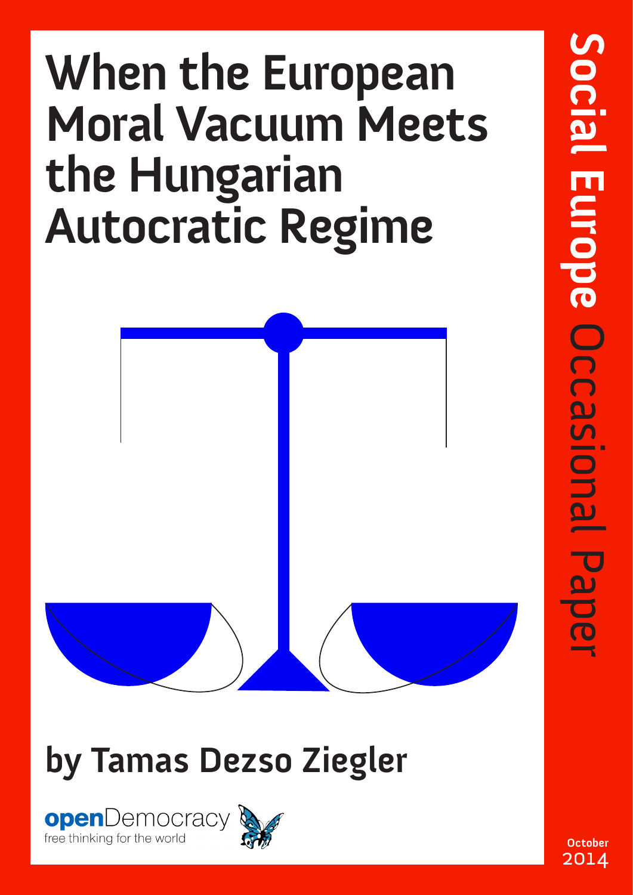# When the European Moral Vacuum Meets the Hungarian Autocratic Regime

## by Tamas Dezso Ziegler

openDemocracy
free thinking for the world

**Social Europe** Occasional Paper

October 2014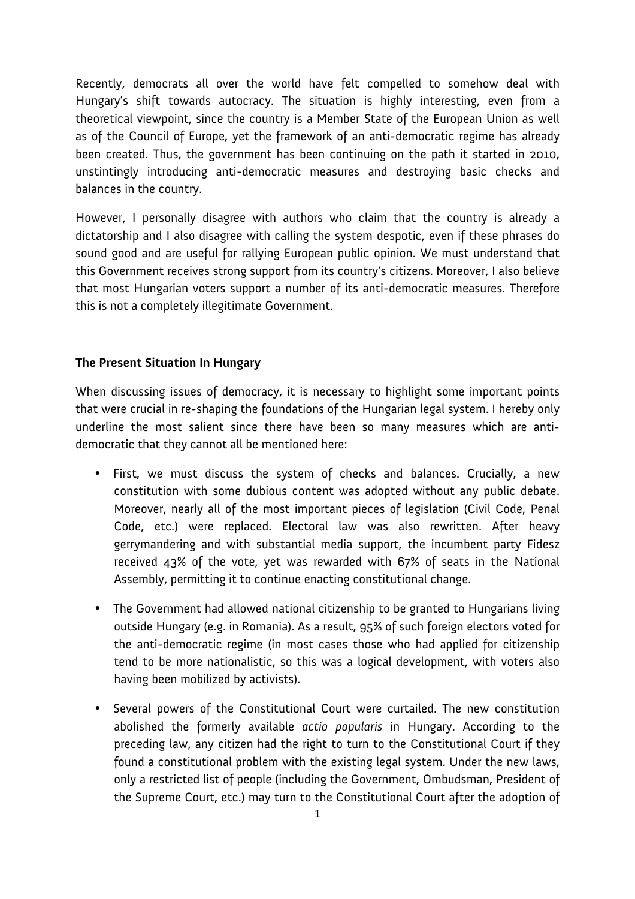Recently, democrats all over the world have felt compelled to somehow deal with Hungary's shift towards autocracy. The situation is highly interesting, even from a theoretical viewpoint, since the country is a Member State of the European Union as well as of the Council of Europe, yet the framework of an anti-democratic regime has already been created. Thus, the government has been continuing on the path it started in 2010, unstintingly introducing anti-democratic measures and destroying basic checks and balances in the country.

However, I personally disagree with authors who claim that the country is already a dictatorship and I also disagree with calling the system despotic, even if these phrases do sound good and are useful for rallying European public opinion. We must understand that this Government receives strong support from its country's citizens. Moreover, I also believe that most Hungarian voters support a number of its anti-democratic measures. Therefore this is not a completely illegitimate Government.

## The Present Situation In Hungary

When discussing issues of democracy, it is necessary to highlight some important points that were crucial in re-shaping the foundations of the Hungarian legal system. I hereby only underline the most salient since there have been so many measures which are anti-democratic that they cannot all be mentioned here:

- First, we must discuss the system of checks and balances. Crucially, a new constitution with some dubious content was adopted without any public debate. Moreover, nearly all of the most important pieces of legislation (Civil Code, Penal Code, etc.) were replaced. Electoral law was also rewritten. After heavy gerrymandering and with substantial media support, the incumbent party Fidesz received 43% of the vote, yet was rewarded with 67% of seats in the National Assembly, permitting it to continue enacting constitutional change.

- The Government had allowed national citizenship to be granted to Hungarians living outside Hungary (e.g. in Romania). As a result, 95% of such foreign electors voted for the anti-democratic regime (in most cases those who had applied for citizenship tend to be more nationalistic, so this was a logical development, with voters also having been mobilized by activists).

- Several powers of the Constitutional Court were curtailed. The new constitution abolished the formerly available *actio popularis* in Hungary. According to the preceding law, any citizen had the right to turn to the Constitutional Court if they found a constitutional problem with the existing legal system. Under the new laws, only a restricted list of people (including the Government, Ombudsman, President of the Supreme Court, etc.) may turn to the Constitutional Court after the adoption of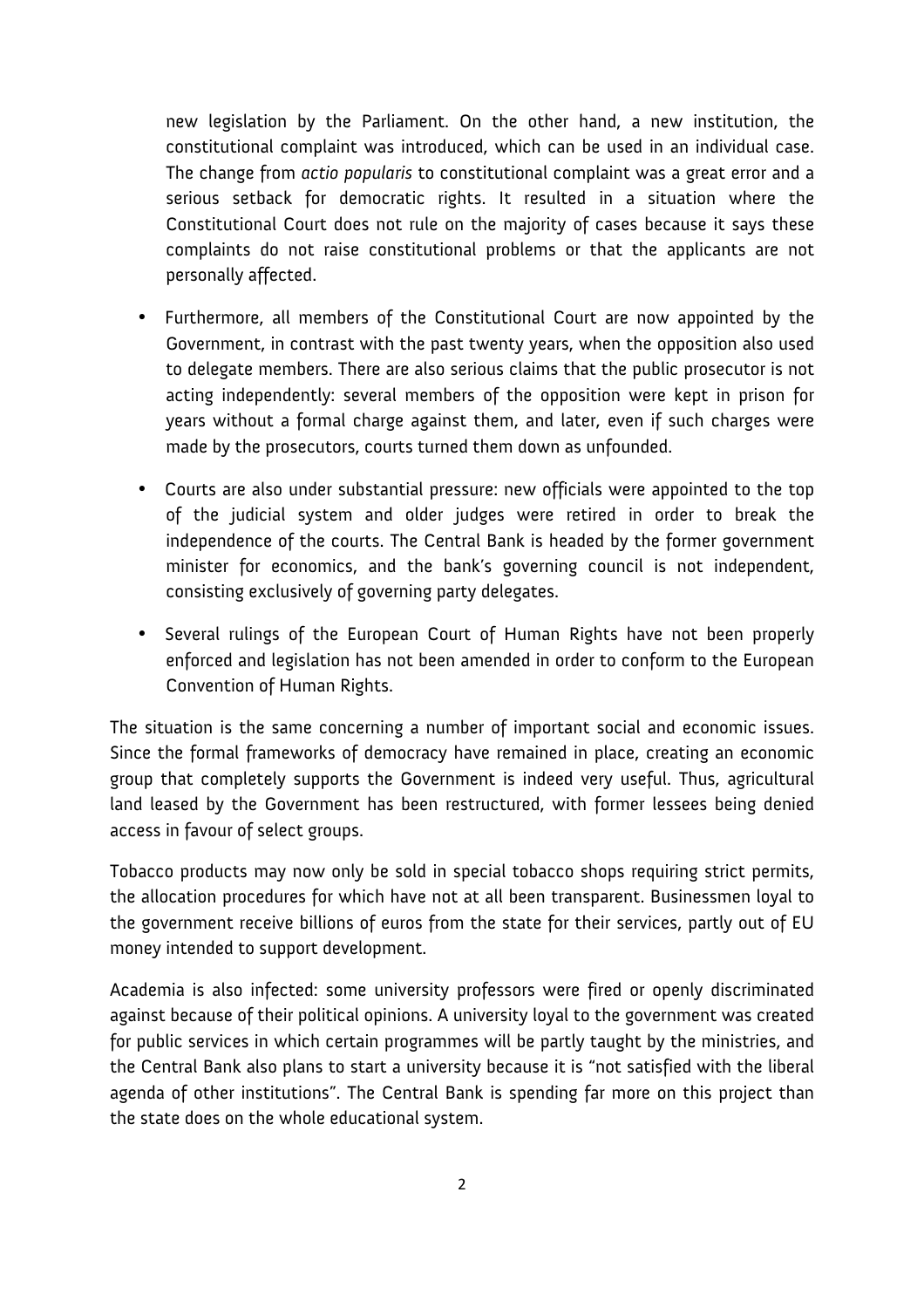new legislation by the Parliament. On the other hand, a new institution, the constitutional complaint was introduced, which can be used in an individual case. The change from *actio popularis* to constitutional complaint was a great error and a serious setback for democratic rights. It resulted in a situation where the Constitutional Court does not rule on the majority of cases because it says these complaints do not raise constitutional problems or that the applicants are not personally affected.

- Furthermore, all members of the Constitutional Court are now appointed by the Government, in contrast with the past twenty years, when the opposition also used to delegate members. There are also serious claims that the public prosecutor is not acting independently: several members of the opposition were kept in prison for years without a formal charge against them, and later, even if such charges were made by the prosecutors, courts turned them down as unfounded.
- Courts are also under substantial pressure: new officials were appointed to the top of the judicial system and older judges were retired in order to break the independence of the courts. The Central Bank is headed by the former government minister for economics, and the bank's governing council is not independent, consisting exclusively of governing party delegates.
- Several rulings of the European Court of Human Rights have not been properly enforced and legislation has not been amended in order to conform to the European Convention of Human Rights.

The situation is the same concerning a number of important social and economic issues. Since the formal frameworks of democracy have remained in place, creating an economic group that completely supports the Government is indeed very useful. Thus, agricultural land leased by the Government has been restructured, with former lessees being denied access in favour of select groups.

Tobacco products may now only be sold in special tobacco shops requiring strict permits, the allocation procedures for which have not at all been transparent. Businessmen loyal to the government receive billions of euros from the state for their services, partly out of EU money intended to support development.

Academia is also infected: some university professors were fired or openly discriminated against because of their political opinions. A university loyal to the government was created for public services in which certain programmes will be partly taught by the ministries, and the Central Bank also plans to start a university because it is "not satisfied with the liberal agenda of other institutions". The Central Bank is spending far more on this project than the state does on the whole educational system.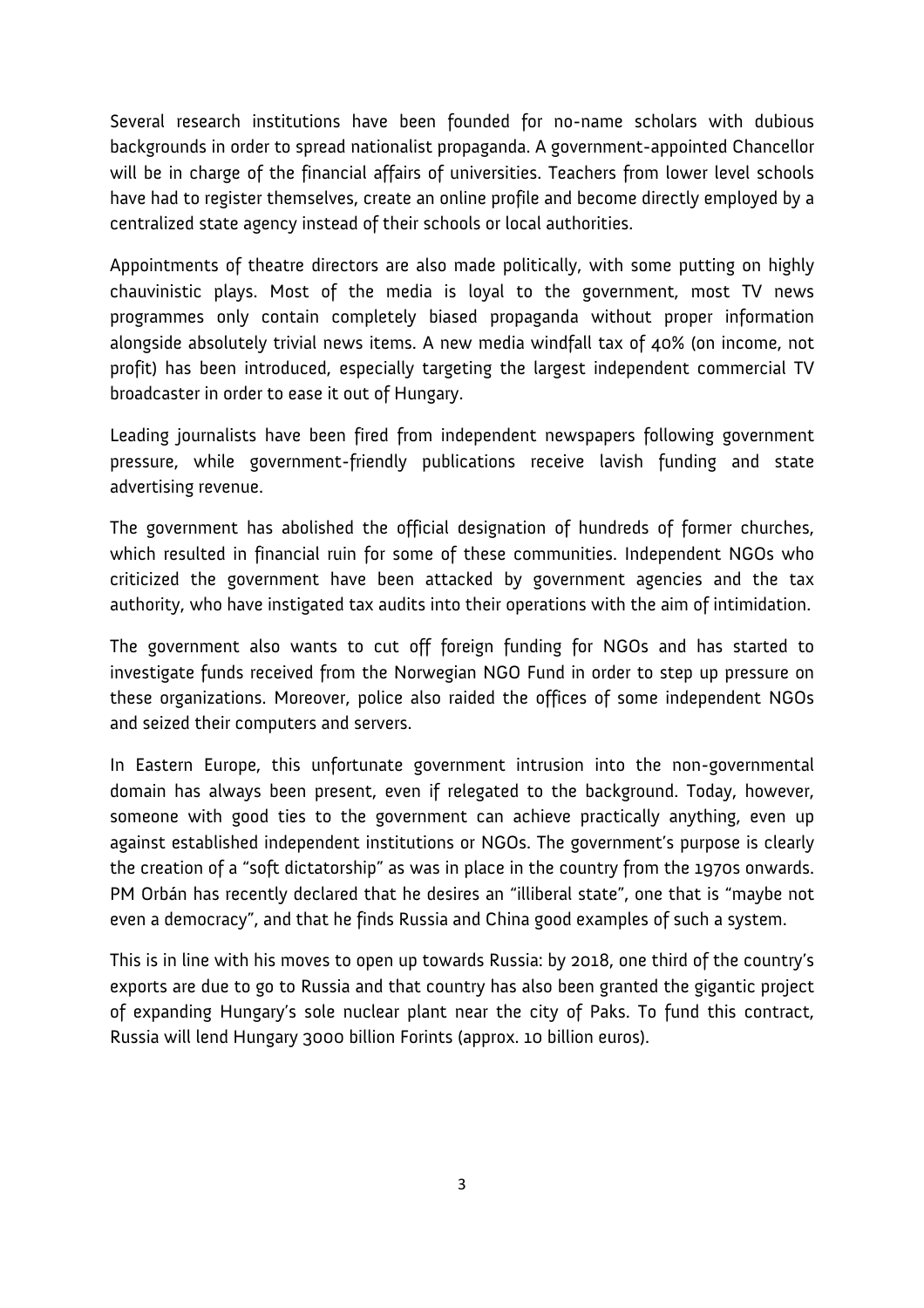Several research institutions have been founded for no-name scholars with dubious backgrounds in order to spread nationalist propaganda. A government-appointed Chancellor will be in charge of the financial affairs of universities. Teachers from lower level schools have had to register themselves, create an online profile and become directly employed by a centralized state agency instead of their schools or local authorities.

Appointments of theatre directors are also made politically, with some putting on highly chauvinistic plays. Most of the media is loyal to the government, most TV news programmes only contain completely biased propaganda without proper information alongside absolutely trivial news items. A new media windfall tax of 40% (on income, not profit) has been introduced, especially targeting the largest independent commercial TV broadcaster in order to ease it out of Hungary.

Leading journalists have been fired from independent newspapers following government pressure, while government-friendly publications receive lavish funding and state advertising revenue.

The government has abolished the official designation of hundreds of former churches, which resulted in financial ruin for some of these communities. Independent NGOs who criticized the government have been attacked by government agencies and the tax authority, who have instigated tax audits into their operations with the aim of intimidation.

The government also wants to cut off foreign funding for NGOs and has started to investigate funds received from the Norwegian NGO Fund in order to step up pressure on these organizations. Moreover, police also raided the offices of some independent NGOs and seized their computers and servers.

In Eastern Europe, this unfortunate government intrusion into the non-governmental domain has always been present, even if relegated to the background. Today, however, someone with good ties to the government can achieve practically anything, even up against established independent institutions or NGOs. The government's purpose is clearly the creation of a "soft dictatorship" as was in place in the country from the 1970s onwards. PM Orbán has recently declared that he desires an "illiberal state", one that is "maybe not even a democracy", and that he finds Russia and China good examples of such a system.

This is in line with his moves to open up towards Russia: by 2018, one third of the country's exports are due to go to Russia and that country has also been granted the gigantic project of expanding Hungary's sole nuclear plant near the city of Paks. To fund this contract, Russia will lend Hungary 3000 billion Forints (approx. 10 billion euros).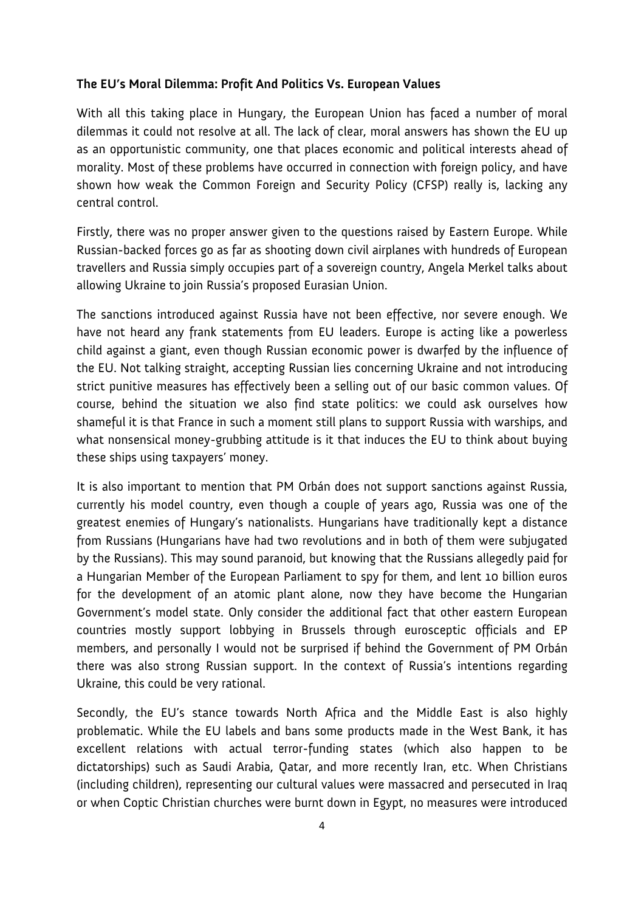**The EU's Moral Dilemma: Profit And Politics Vs. European Values**

With all this taking place in Hungary, the European Union has faced a number of moral dilemmas it could not resolve at all. The lack of clear, moral answers has shown the EU up as an opportunistic community, one that places economic and political interests ahead of morality. Most of these problems have occurred in connection with foreign policy, and have shown how weak the Common Foreign and Security Policy (CFSP) really is, lacking any central control.

Firstly, there was no proper answer given to the questions raised by Eastern Europe. While Russian-backed forces go as far as shooting down civil airplanes with hundreds of European travellers and Russia simply occupies part of a sovereign country, Angela Merkel talks about allowing Ukraine to join Russia's proposed Eurasian Union.

The sanctions introduced against Russia have not been effective, nor severe enough. We have not heard any frank statements from EU leaders. Europe is acting like a powerless child against a giant, even though Russian economic power is dwarfed by the influence of the EU. Not talking straight, accepting Russian lies concerning Ukraine and not introducing strict punitive measures has effectively been a selling out of our basic common values. Of course, behind the situation we also find state politics: we could ask ourselves how shameful it is that France in such a moment still plans to support Russia with warships, and what nonsensical money-grubbing attitude is it that induces the EU to think about buying these ships using taxpayers' money.

It is also important to mention that PM Orbán does not support sanctions against Russia, currently his model country, even though a couple of years ago, Russia was one of the greatest enemies of Hungary's nationalists. Hungarians have traditionally kept a distance from Russians (Hungarians have had two revolutions and in both of them were subjugated by the Russians). This may sound paranoid, but knowing that the Russians allegedly paid for a Hungarian Member of the European Parliament to spy for them, and lent 10 billion euros for the development of an atomic plant alone, now they have become the Hungarian Government's model state. Only consider the additional fact that other eastern European countries mostly support lobbying in Brussels through eurosceptic officials and EP members, and personally I would not be surprised if behind the Government of PM Orbán there was also strong Russian support. In the context of Russia's intentions regarding Ukraine, this could be very rational.

Secondly, the EU's stance towards North Africa and the Middle East is also highly problematic. While the EU labels and bans some products made in the West Bank, it has excellent relations with actual terror-funding states (which also happen to be dictatorships) such as Saudi Arabia, Qatar, and more recently Iran, etc. When Christians (including children), representing our cultural values were massacred and persecuted in Iraq or when Coptic Christian churches were burnt down in Egypt, no measures were introduced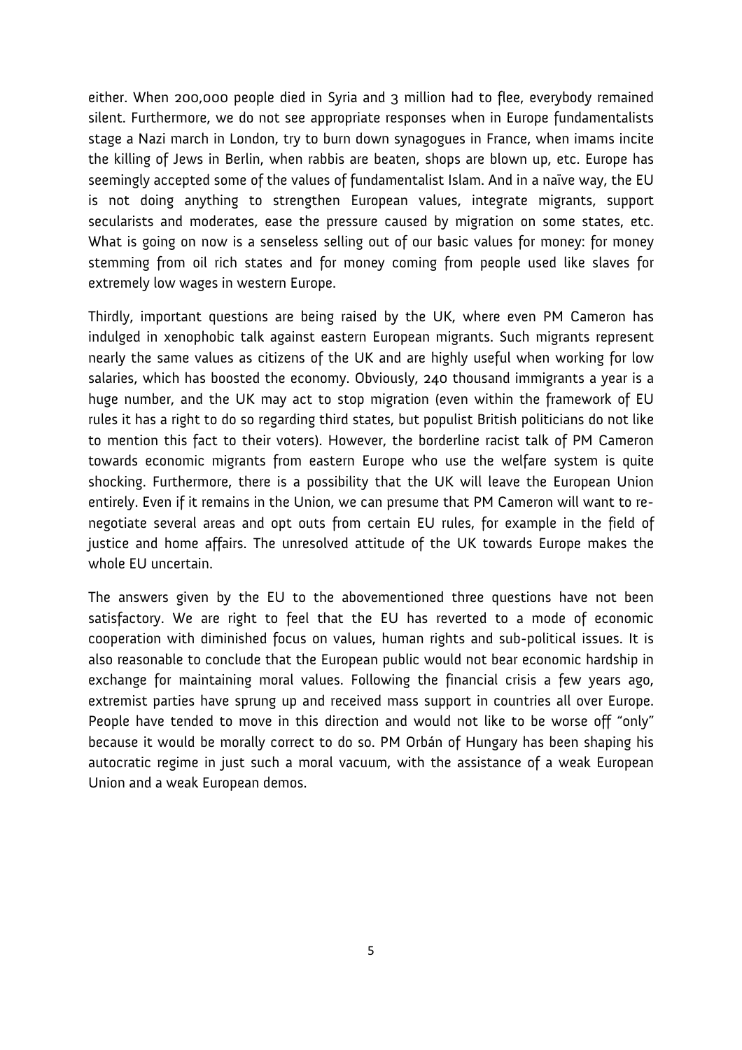either. When 200,000 people died in Syria and 3 million had to flee, everybody remained silent. Furthermore, we do not see appropriate responses when in Europe fundamentalists stage a Nazi march in London, try to burn down synagogues in France, when imams incite the killing of Jews in Berlin, when rabbis are beaten, shops are blown up, etc. Europe has seemingly accepted some of the values of fundamentalist Islam. And in a naïve way, the EU is not doing anything to strengthen European values, integrate migrants, support secularists and moderates, ease the pressure caused by migration on some states, etc. What is going on now is a senseless selling out of our basic values for money: for money stemming from oil rich states and for money coming from people used like slaves for extremely low wages in western Europe.

Thirdly, important questions are being raised by the UK, where even PM Cameron has indulged in xenophobic talk against eastern European migrants. Such migrants represent nearly the same values as citizens of the UK and are highly useful when working for low salaries, which has boosted the economy. Obviously, 240 thousand immigrants a year is a huge number, and the UK may act to stop migration (even within the framework of EU rules it has a right to do so regarding third states, but populist British politicians do not like to mention this fact to their voters). However, the borderline racist talk of PM Cameron towards economic migrants from eastern Europe who use the welfare system is quite shocking. Furthermore, there is a possibility that the UK will leave the European Union entirely. Even if it remains in the Union, we can presume that PM Cameron will want to re-negotiate several areas and opt outs from certain EU rules, for example in the field of justice and home affairs. The unresolved attitude of the UK towards Europe makes the whole EU uncertain.

The answers given by the EU to the abovementioned three questions have not been satisfactory. We are right to feel that the EU has reverted to a mode of economic cooperation with diminished focus on values, human rights and sub-political issues. It is also reasonable to conclude that the European public would not bear economic hardship in exchange for maintaining moral values. Following the financial crisis a few years ago, extremist parties have sprung up and received mass support in countries all over Europe. People have tended to move in this direction and would not like to be worse off "only" because it would be morally correct to do so. PM Orbán of Hungary has been shaping his autocratic regime in just such a moral vacuum, with the assistance of a weak European Union and a weak European demos.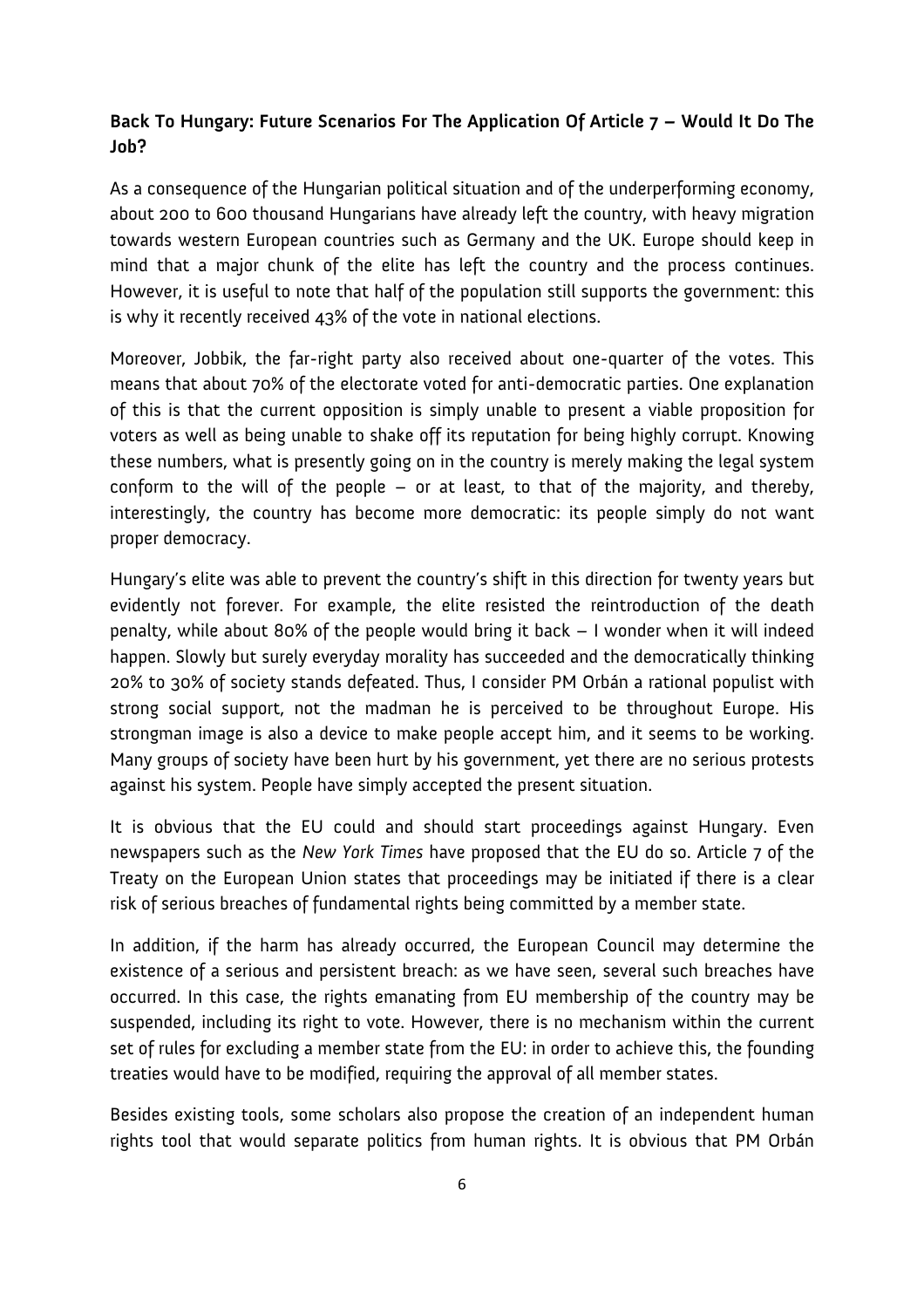### Back To Hungary: Future Scenarios For The Application Of Article 7 – Would It Do The Job?

As a consequence of the Hungarian political situation and of the underperforming economy, about 200 to 600 thousand Hungarians have already left the country, with heavy migration towards western European countries such as Germany and the UK. Europe should keep in mind that a major chunk of the elite has left the country and the process continues. However, it is useful to note that half of the population still supports the government: this is why it recently received 43% of the vote in national elections.

Moreover, Jobbik, the far-right party also received about one-quarter of the votes. This means that about 70% of the electorate voted for anti-democratic parties. One explanation of this is that the current opposition is simply unable to present a viable proposition for voters as well as being unable to shake off its reputation for being highly corrupt. Knowing these numbers, what is presently going on in the country is merely making the legal system conform to the will of the people – or at least, to that of the majority, and thereby, interestingly, the country has become more democratic: its people simply do not want proper democracy.

Hungary's elite was able to prevent the country's shift in this direction for twenty years but evidently not forever. For example, the elite resisted the reintroduction of the death penalty, while about 80% of the people would bring it back – I wonder when it will indeed happen. Slowly but surely everyday morality has succeeded and the democratically thinking 20% to 30% of society stands defeated. Thus, I consider PM Orbán a rational populist with strong social support, not the madman he is perceived to be throughout Europe. His strongman image is also a device to make people accept him, and it seems to be working. Many groups of society have been hurt by his government, yet there are no serious protests against his system. People have simply accepted the present situation.

It is obvious that the EU could and should start proceedings against Hungary. Even newspapers such as the *New York Times* have proposed that the EU do so. Article 7 of the Treaty on the European Union states that proceedings may be initiated if there is a clear risk of serious breaches of fundamental rights being committed by a member state.

In addition, if the harm has already occurred, the European Council may determine the existence of a serious and persistent breach: as we have seen, several such breaches have occurred. In this case, the rights emanating from EU membership of the country may be suspended, including its right to vote. However, there is no mechanism within the current set of rules for excluding a member state from the EU: in order to achieve this, the founding treaties would have to be modified, requiring the approval of all member states.

Besides existing tools, some scholars also propose the creation of an independent human rights tool that would separate politics from human rights. It is obvious that PM Orbán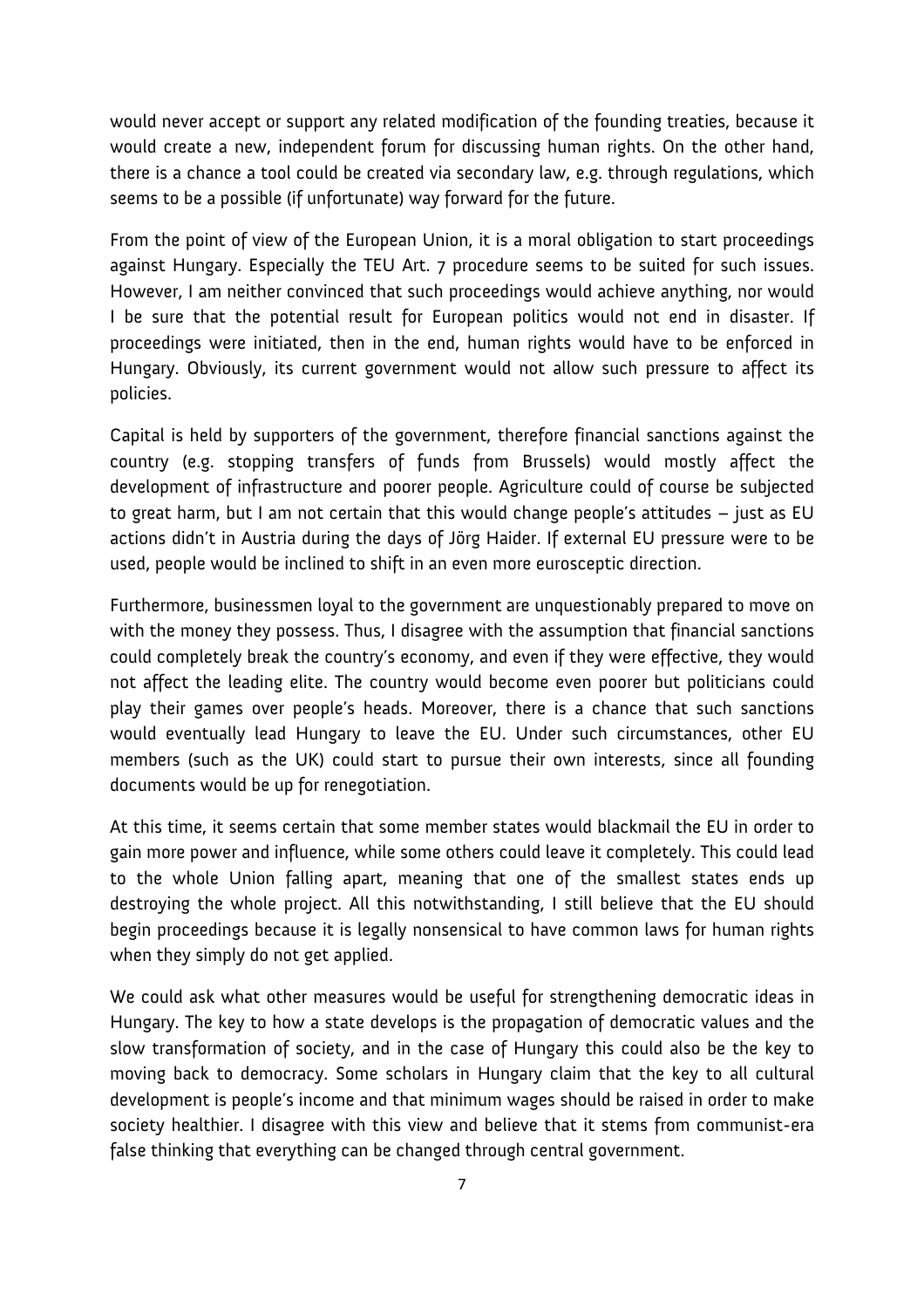would never accept or support any related modification of the founding treaties, because it would create a new, independent forum for discussing human rights. On the other hand, there is a chance a tool could be created via secondary law, e.g. through regulations, which seems to be a possible (if unfortunate) way forward for the future.

From the point of view of the European Union, it is a moral obligation to start proceedings against Hungary. Especially the TEU Art. 7 procedure seems to be suited for such issues. However, I am neither convinced that such proceedings would achieve anything, nor would I be sure that the potential result for European politics would not end in disaster. If proceedings were initiated, then in the end, human rights would have to be enforced in Hungary. Obviously, its current government would not allow such pressure to affect its policies.

Capital is held by supporters of the government, therefore financial sanctions against the country (e.g. stopping transfers of funds from Brussels) would mostly affect the development of infrastructure and poorer people. Agriculture could of course be subjected to great harm, but I am not certain that this would change people's attitudes – just as EU actions didn't in Austria during the days of Jörg Haider. If external EU pressure were to be used, people would be inclined to shift in an even more eurosceptic direction.

Furthermore, businessmen loyal to the government are unquestionably prepared to move on with the money they possess. Thus, I disagree with the assumption that financial sanctions could completely break the country's economy, and even if they were effective, they would not affect the leading elite. The country would become even poorer but politicians could play their games over people's heads. Moreover, there is a chance that such sanctions would eventually lead Hungary to leave the EU. Under such circumstances, other EU members (such as the UK) could start to pursue their own interests, since all founding documents would be up for renegotiation.

At this time, it seems certain that some member states would blackmail the EU in order to gain more power and influence, while some others could leave it completely. This could lead to the whole Union falling apart, meaning that one of the smallest states ends up destroying the whole project. All this notwithstanding, I still believe that the EU should begin proceedings because it is legally nonsensical to have common laws for human rights when they simply do not get applied.

We could ask what other measures would be useful for strengthening democratic ideas in Hungary. The key to how a state develops is the propagation of democratic values and the slow transformation of society, and in the case of Hungary this could also be the key to moving back to democracy. Some scholars in Hungary claim that the key to all cultural development is people's income and that minimum wages should be raised in order to make society healthier. I disagree with this view and believe that it stems from communist-era false thinking that everything can be changed through central government.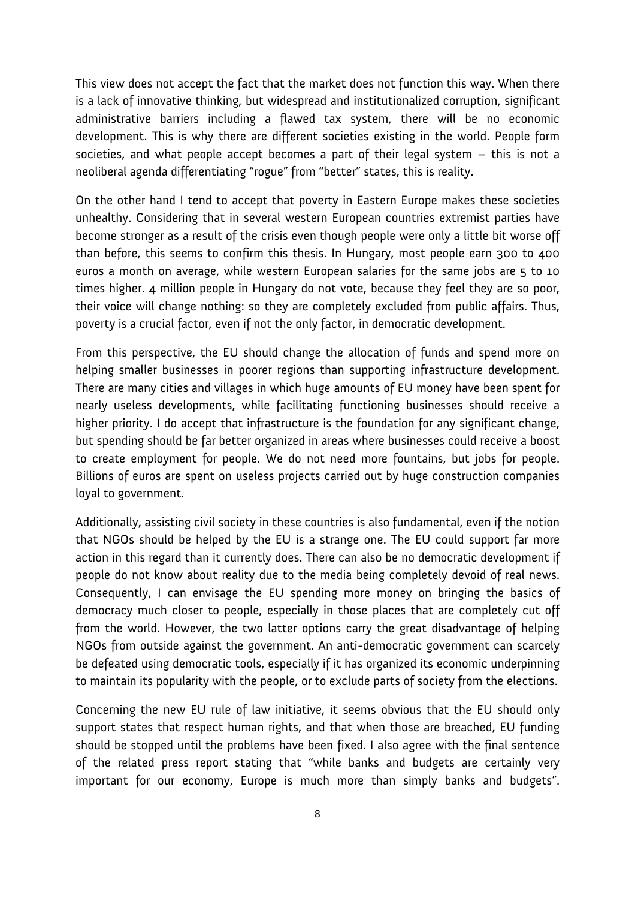This view does not accept the fact that the market does not function this way. When there is a lack of innovative thinking, but widespread and institutionalized corruption, significant administrative barriers including a flawed tax system, there will be no economic development. This is why there are different societies existing in the world. People form societies, and what people accept becomes a part of their legal system – this is not a neoliberal agenda differentiating "rogue" from "better" states, this is reality.

On the other hand I tend to accept that poverty in Eastern Europe makes these societies unhealthy. Considering that in several western European countries extremist parties have become stronger as a result of the crisis even though people were only a little bit worse off than before, this seems to confirm this thesis. In Hungary, most people earn 300 to 400 euros a month on average, while western European salaries for the same jobs are 5 to 10 times higher. 4 million people in Hungary do not vote, because they feel they are so poor, their voice will change nothing: so they are completely excluded from public affairs. Thus, poverty is a crucial factor, even if not the only factor, in democratic development.

From this perspective, the EU should change the allocation of funds and spend more on helping smaller businesses in poorer regions than supporting infrastructure development. There are many cities and villages in which huge amounts of EU money have been spent for nearly useless developments, while facilitating functioning businesses should receive a higher priority. I do accept that infrastructure is the foundation for any significant change, but spending should be far better organized in areas where businesses could receive a boost to create employment for people. We do not need more fountains, but jobs for people. Billions of euros are spent on useless projects carried out by huge construction companies loyal to government.

Additionally, assisting civil society in these countries is also fundamental, even if the notion that NGOs should be helped by the EU is a strange one. The EU could support far more action in this regard than it currently does. There can also be no democratic development if people do not know about reality due to the media being completely devoid of real news. Consequently, I can envisage the EU spending more money on bringing the basics of democracy much closer to people, especially in those places that are completely cut off from the world. However, the two latter options carry the great disadvantage of helping NGOs from outside against the government. An anti-democratic government can scarcely be defeated using democratic tools, especially if it has organized its economic underpinning to maintain its popularity with the people, or to exclude parts of society from the elections.

Concerning the new EU rule of law initiative, it seems obvious that the EU should only support states that respect human rights, and that when those are breached, EU funding should be stopped until the problems have been fixed. I also agree with the final sentence of the related press report stating that "while banks and budgets are certainly very important for our economy, Europe is much more than simply banks and budgets".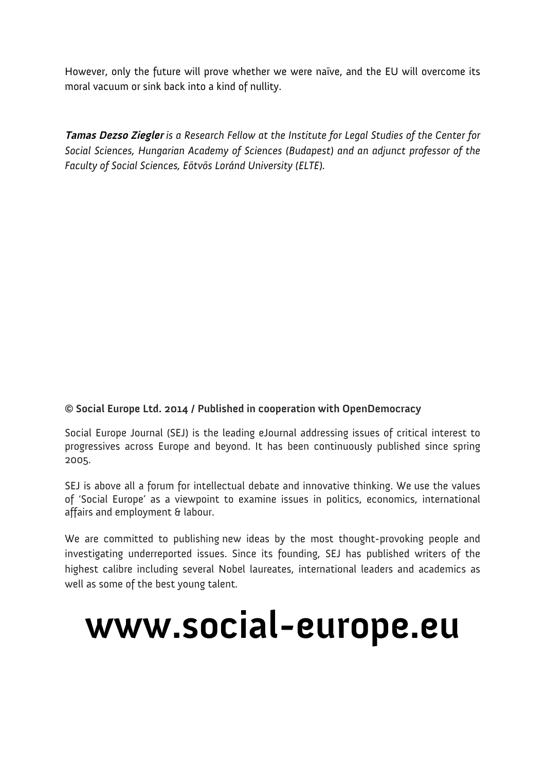However, only the future will prove whether we were naïve, and the EU will overcome its moral vacuum or sink back into a kind of nullity.

***Tamas Dezso Ziegler*** *is a Research Fellow at the Institute for Legal Studies of the Center for Social Sciences, Hungarian Academy of Sciences (Budapest) and an adjunct professor of the Faculty of Social Sciences, Eötvös Loránd University (ELTE).*

**© Social Europe Ltd. 2014 / Published in cooperation with OpenDemocracy**

Social Europe Journal (SEJ) is the leading eJournal addressing issues of critical interest to progressives across Europe and beyond. It has been continuously published since spring 2005.

SEJ is above all a forum for intellectual debate and innovative thinking. We use the values of 'Social Europe' as a viewpoint to examine issues in politics, economics, international affairs and employment & labour.

We are committed to publishing new ideas by the most thought-provoking people and investigating underreported issues. Since its founding, SEJ has published writers of the highest calibre including several Nobel laureates, international leaders and academics as well as some of the best young talent.

# www.social-europe.eu